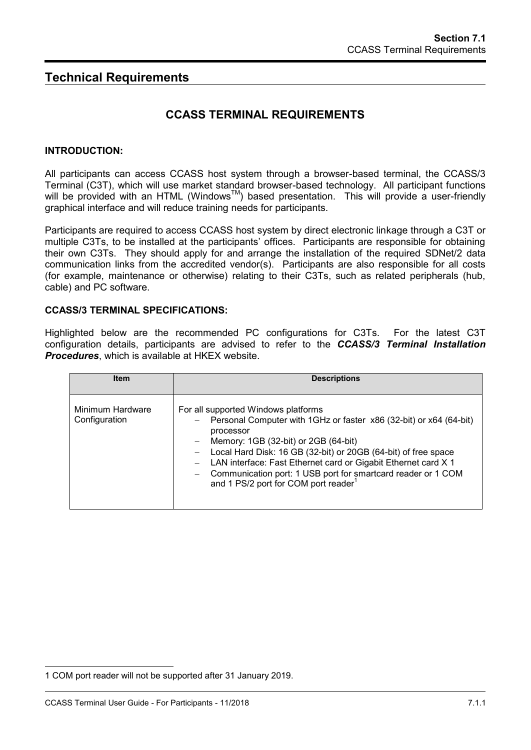# Technical Requirements

## CCASS TERMINAL REQUIREMENTS

### INTRODUCTION:

All participants can access CCASS host system through a browser-based terminal, the CCASS/3 Terminal (C3T), which will use market standard browser-based technology. All participant functions will be provided with an HTML (Windows™) based presentation. This will provide a user-friendly graphical interface and will reduce training needs for participants.

Participants are required to access CCASS host system by direct electronic linkage through a C3T or multiple C3Ts, to be installed at the participants' offices. Participants are responsible for obtaining their own C3Ts. They should apply for and arrange the installation of the required SDNet/2 data communication links from the accredited vendor(s). Participants are also responsible for all costs (for example, maintenance or otherwise) relating to their C3Ts, such as related peripherals (hub, cable) and PC software.

### CCASS/3 TERMINAL SPECIFICATIONS:

Highlighted below are the recommended PC configurations for C3Ts. For the latest C3T configuration details, participants are advised to refer to the ***CCASS/3 Terminal Installation Procedures***, which is available at HKEX website.

| Item | Descriptions |
|---|---|
| Minimum Hardware Configuration | For all supported Windows platforms<br>– Personal Computer with 1GHz or faster x86 (32-bit) or x64 (64-bit) processor<br>– Memory: 1GB (32-bit) or 2GB (64-bit)<br>– Local Hard Disk: 16 GB (32-bit) or 20GB (64-bit) of free space<br>– LAN interface: Fast Ethernet card or Gigabit Ethernet card X 1<br>– Communication port: 1 USB port for smartcard reader or 1 COM and 1 PS/2 port for COM port reader[1] |

[1] COM port reader will not be supported after 31 January 2019.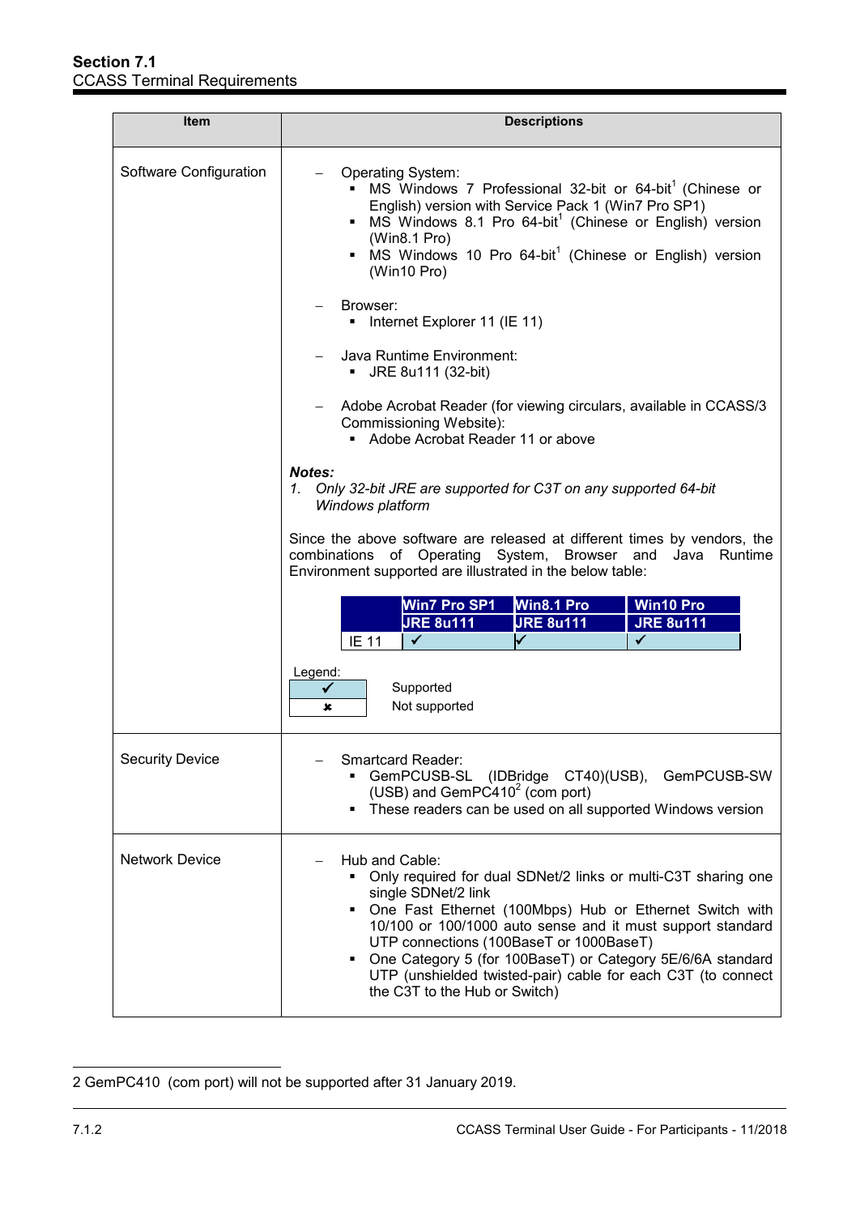**Section 7.1**
CCASS Terminal Requirements

| Item | Descriptions |
|---|---|
| Software Configuration | – Operating System:<br>▪ MS Windows 7 Professional 32-bit or 64-bit[1] (Chinese or English) version with Service Pack 1 (Win7 Pro SP1)<br>▪ MS Windows 8.1 Pro 64-bit[1] (Chinese or English) version (Win8.1 Pro)<br>▪ MS Windows 10 Pro 64-bit[1] (Chinese or English) version (Win10 Pro)<br><br>– Browser:<br>▪ Internet Explorer 11 (IE 11)<br><br>– Java Runtime Environment:<br>▪ JRE 8u111 (32-bit)<br><br>– Adobe Acrobat Reader (for viewing circulars, available in CCASS/3 Commissioning Website):<br>▪ Adobe Acrobat Reader 11 or above<br><br>***Notes:***<br>*1. Only 32-bit JRE are supported for C3T on any supported 64-bit Windows platform*<br><br>Since the above software are released at different times by vendors, the combinations of Operating System, Browser and Java Runtime Environment supported are illustrated in the below table: |
| Security Device | – Smartcard Reader:<br>▪ GemPCUSB-SL (IDBridge CT40)(USB), GemPCUSB-SW (USB) and GemPC410[2] (com port)<br>▪ These readers can be used on all supported Windows version |
| Network Device | – Hub and Cable:<br>▪ Only required for dual SDNet/2 links or multi-C3T sharing one single SDNet/2 link<br>▪ One Fast Ethernet (100Mbps) Hub or Ethernet Switch with 10/100 or 100/1000 auto sense and it must support standard UTP connections (100BaseT or 1000BaseT)<br>▪ One Category 5 (for 100BaseT) or Category 5E/6/6A standard UTP (unshielded twisted-pair) cable for each C3T (to connect the C3T to the Hub or Switch) |

Supported combinations (Software Configuration):

| | Win7 Pro SP1<br>JRE 8u111 | Win8.1 Pro<br>JRE 8u111 | Win10 Pro<br>JRE 8u111 |
|---|---|---|---|
| IE 11 | ✓ | ✓ | ✓ |

Legend:

| Symbol | Meaning |
|---|---|
| ✓ | Supported |
| ✗ | Not supported |

2 GemPC410 (com port) will not be supported after 31 January 2019.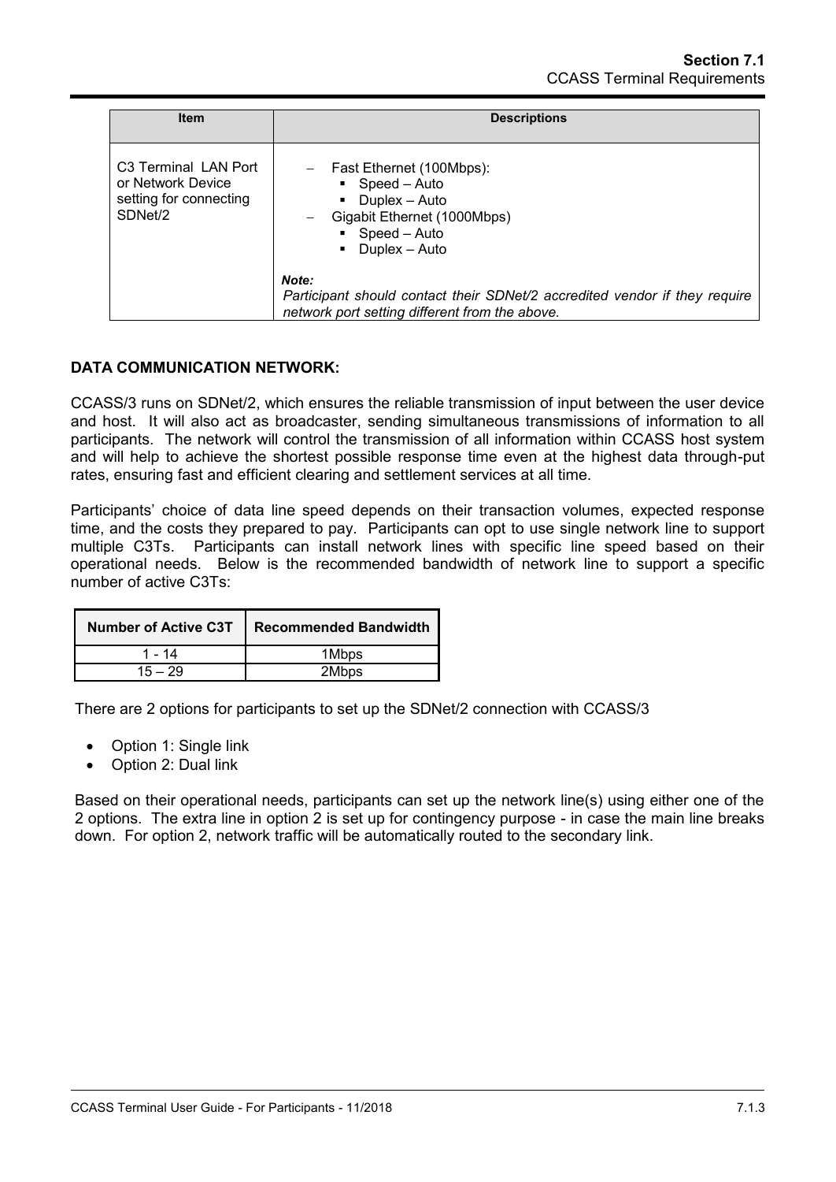| Item | Descriptions |
| --- | --- |
| C3 Terminal LAN Port or Network Device setting for connecting SDNet/2 | – Fast Ethernet (100Mbps):<br>▪ Speed – Auto<br>▪ Duplex – Auto<br>– Gigabit Ethernet (1000Mbps)<br>▪ Speed – Auto<br>▪ Duplex – Auto<br><br>***Note:***<br>*Participant should contact their SDNet/2 accredited vendor if they require network port setting different from the above.* |

**DATA COMMUNICATION NETWORK:**

CCASS/3 runs on SDNet/2, which ensures the reliable transmission of input between the user device and host. It will also act as broadcaster, sending simultaneous transmissions of information to all participants. The network will control the transmission of all information within CCASS host system and will help to achieve the shortest possible response time even at the highest data through-put rates, ensuring fast and efficient clearing and settlement services at all time.

Participants' choice of data line speed depends on their transaction volumes, expected response time, and the costs they prepared to pay. Participants can opt to use single network line to support multiple C3Ts. Participants can install network lines with specific line speed based on their operational needs. Below is the recommended bandwidth of network line to support a specific number of active C3Ts:

| Number of Active C3T | Recommended Bandwidth |
| --- | --- |
| 1 - 14 | 1Mbps |
| 15 – 29 | 2Mbps |

There are 2 options for participants to set up the SDNet/2 connection with CCASS/3

- Option 1: Single link
- Option 2: Dual link

Based on their operational needs, participants can set up the network line(s) using either one of the 2 options. The extra line in option 2 is set up for contingency purpose - in case the main line breaks down. For option 2, network traffic will be automatically routed to the secondary link.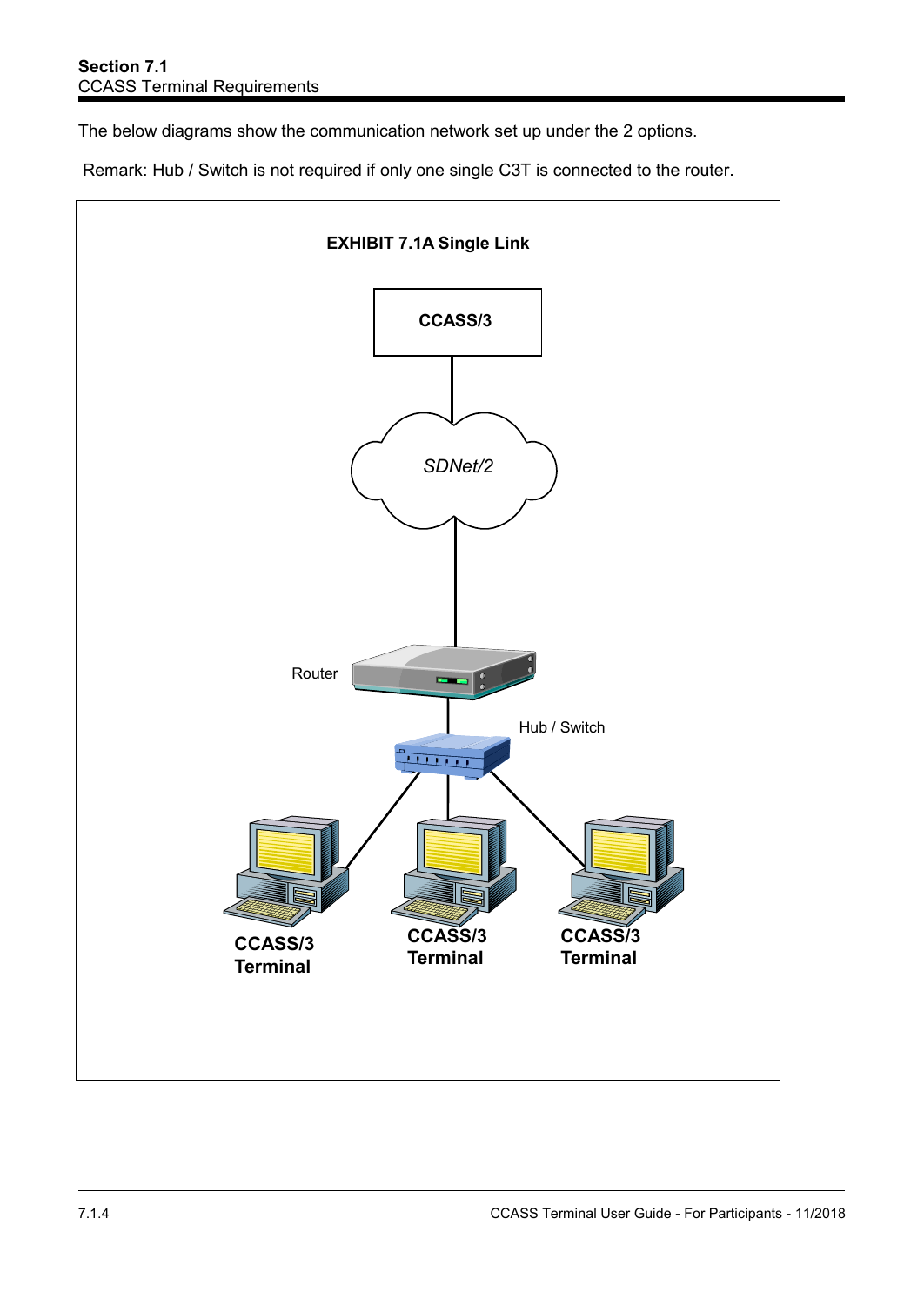The below diagrams show the communication network set up under the 2 options.

Remark: Hub / Switch is not required if only one single C3T is connected to the router.

**EXHIBIT 7.1A Single Link**

CCASS/3

*SDNet/2*

Router

Hub / Switch

**CCASS/3 Terminal**

**CCASS/3 Terminal**

**CCASS/3 Terminal**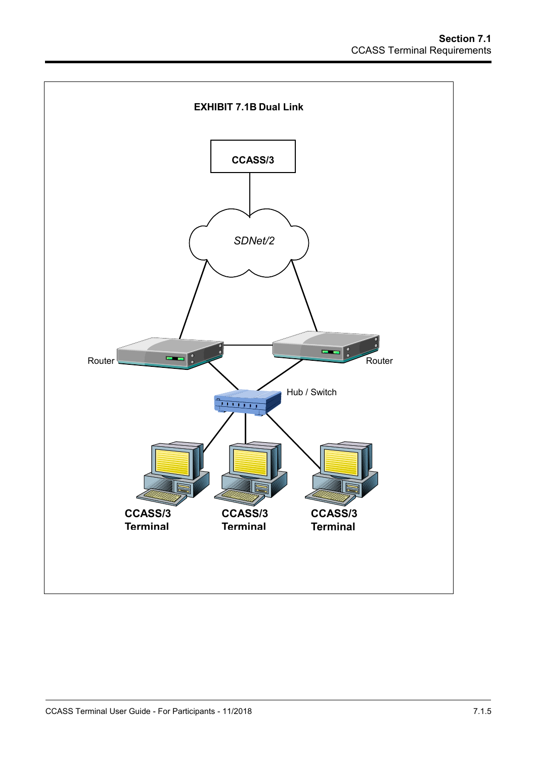**EXHIBIT 7.1B Dual Link**

CCASS/3

*SDNet/2*

Router

Router

Hub / Switch

CCASS/3 Terminal

CCASS/3 Terminal

CCASS/3 Terminal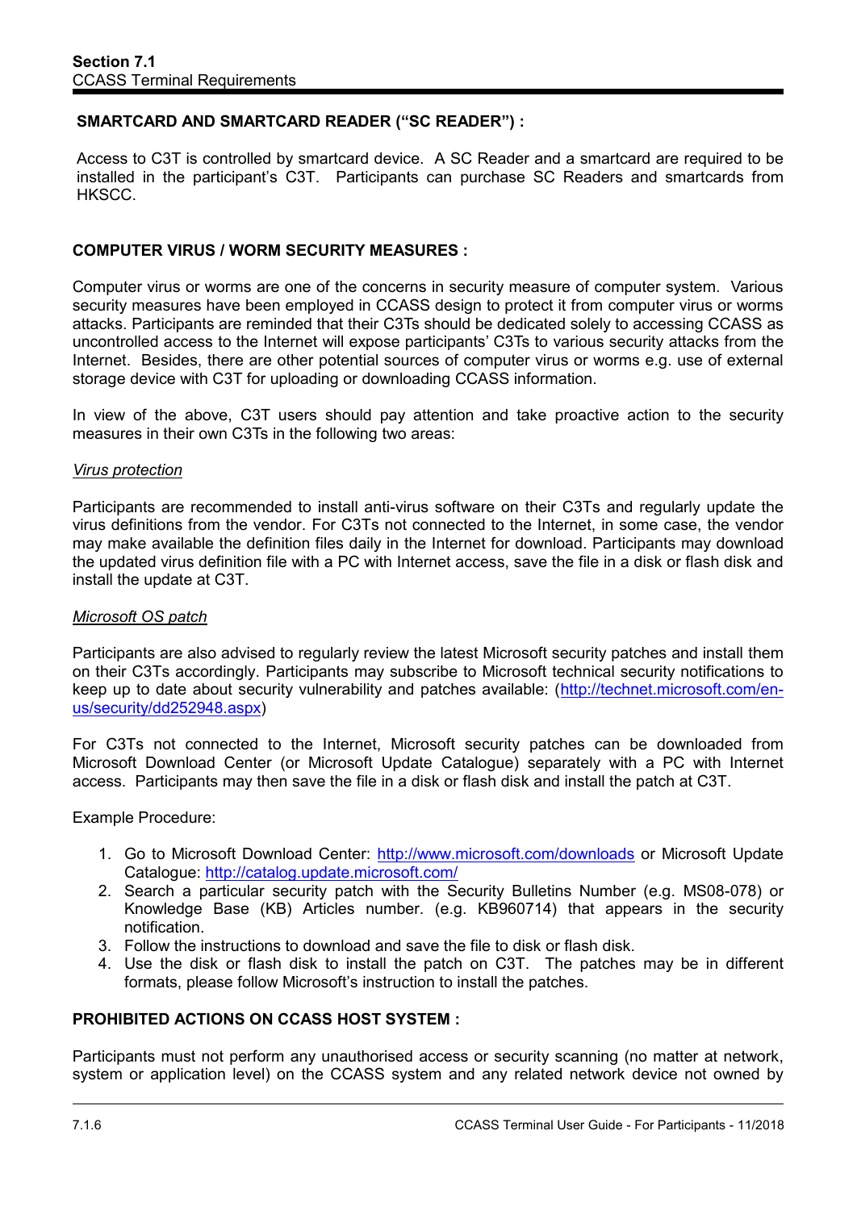**SMARTCARD AND SMARTCARD READER ("SC READER") :**

Access to C3T is controlled by smartcard device. A SC Reader and a smartcard are required to be installed in the participant's C3T. Participants can purchase SC Readers and smartcards from HKSCC.

**COMPUTER VIRUS / WORM SECURITY MEASURES :**

Computer virus or worms are one of the concerns in security measure of computer system. Various security measures have been employed in CCASS design to protect it from computer virus or worms attacks. Participants are reminded that their C3Ts should be dedicated solely to accessing CCASS as uncontrolled access to the Internet will expose participants' C3Ts to various security attacks from the Internet. Besides, there are other potential sources of computer virus or worms e.g. use of external storage device with C3T for uploading or downloading CCASS information.

In view of the above, C3T users should pay attention and take proactive action to the security measures in their own C3Ts in the following two areas:

*Virus protection*

Participants are recommended to install anti-virus software on their C3Ts and regularly update the virus definitions from the vendor. For C3Ts not connected to the Internet, in some case, the vendor may make available the definition files daily in the Internet for download. Participants may download the updated virus definition file with a PC with Internet access, save the file in a disk or flash disk and install the update at C3T.

*Microsoft OS patch*

Participants are also advised to regularly review the latest Microsoft security patches and install them on their C3Ts accordingly. Participants may subscribe to Microsoft technical security notifications to keep up to date about security vulnerability and patches available: (http://technet.microsoft.com/en-us/security/dd252948.aspx)

For C3Ts not connected to the Internet, Microsoft security patches can be downloaded from Microsoft Download Center (or Microsoft Update Catalogue) separately with a PC with Internet access. Participants may then save the file in a disk or flash disk and install the patch at C3T.

Example Procedure:

1. Go to Microsoft Download Center: http://www.microsoft.com/downloads or Microsoft Update Catalogue: http://catalog.update.microsoft.com/
2. Search a particular security patch with the Security Bulletins Number (e.g. MS08-078) or Knowledge Base (KB) Articles number. (e.g. KB960714) that appears in the security notification.
3. Follow the instructions to download and save the file to disk or flash disk.
4. Use the disk or flash disk to install the patch on C3T. The patches may be in different formats, please follow Microsoft's instruction to install the patches.

**PROHIBITED ACTIONS ON CCASS HOST SYSTEM :**

Participants must not perform any unauthorised access or security scanning (no matter at network, system or application level) on the CCASS system and any related network device not owned by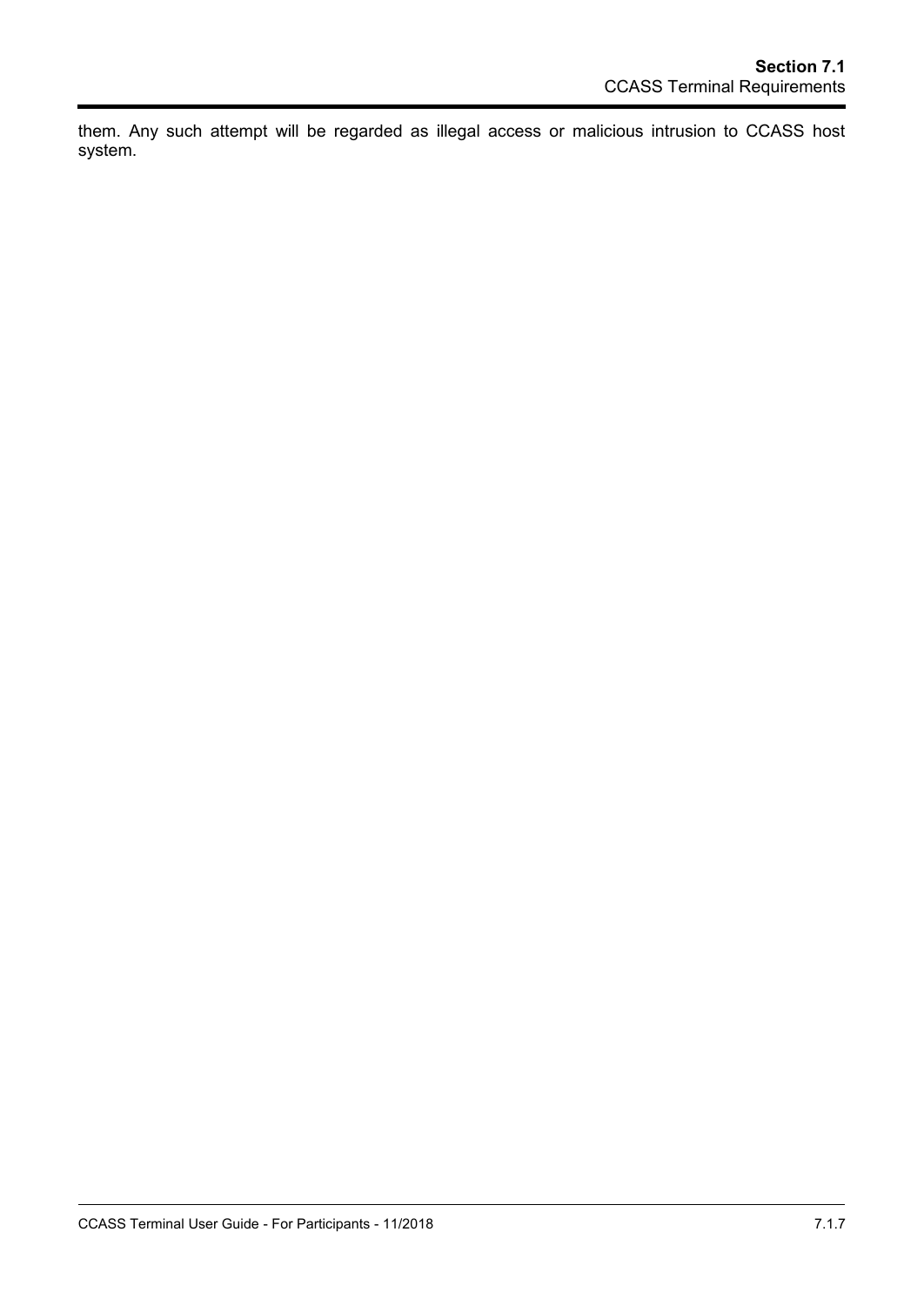them. Any such attempt will be regarded as illegal access or malicious intrusion to CCASS host system.